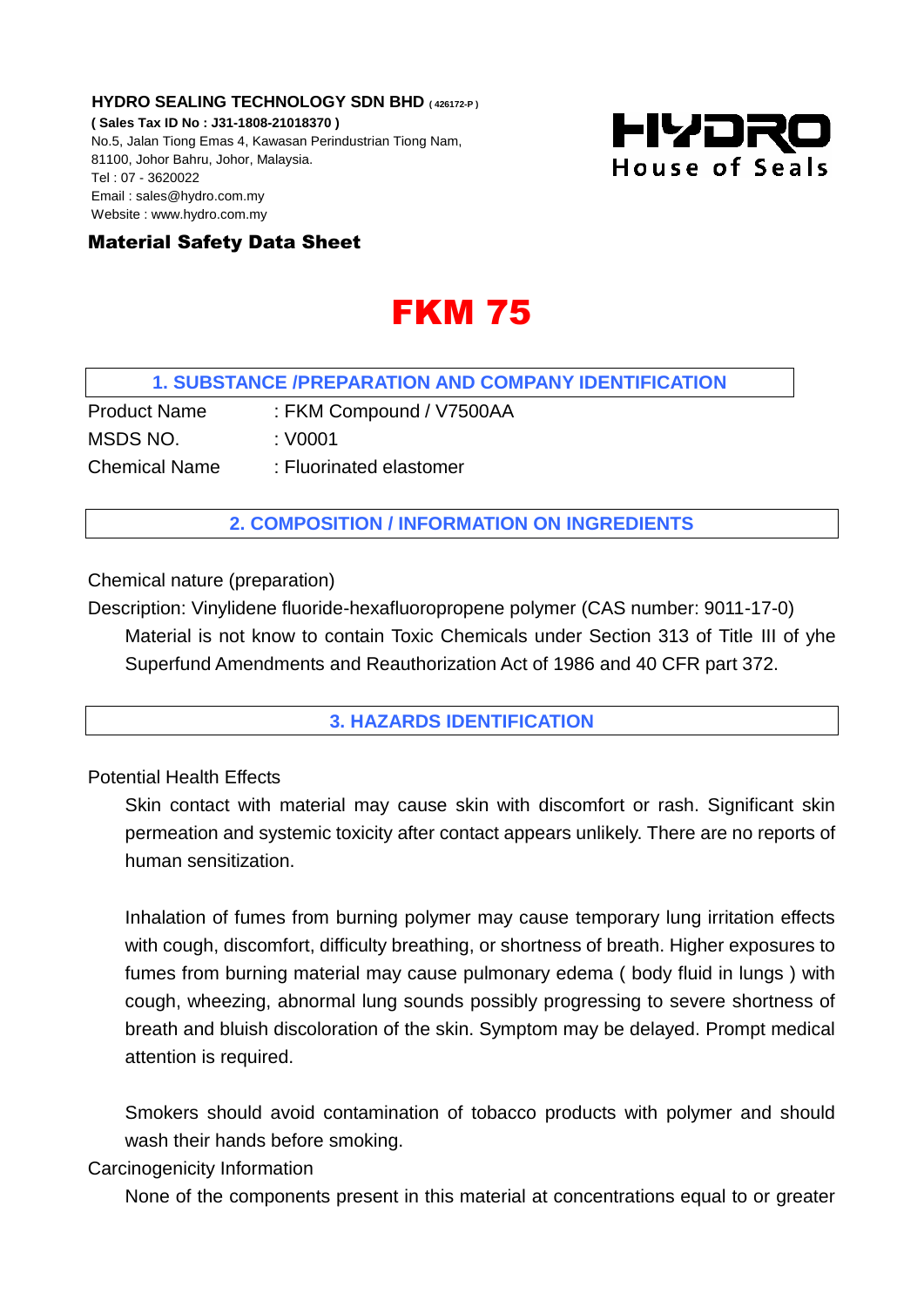**HYDRO SEALING TECHNOLOGY SDN BHD** ( 426172-P )
**( Sales Tax ID No : J31-1808-21018370 )**
No.5, Jalan Tiong Emas 4, Kawasan Perindustrian Tiong Nam,
81100, Johor Bahru, Johor, Malaysia.
Tel : 07 - 3620022
Email : sales@hydro.com.my
Website : www.hydro.com.my

HYDRO
House of Seals

**Material Safety Data Sheet**

# FKM 75

## 1. SUBSTANCE /PREPARATION AND COMPANY IDENTIFICATION

Product Name : FKM Compound / V7500AA
MSDS NO. : V0001
Chemical Name : Fluorinated elastomer

## 2. COMPOSITION / INFORMATION ON INGREDIENTS

Chemical nature (preparation)

Description: Vinylidene fluoride-hexafluoropropene polymer (CAS number: 9011-17-0)

Material is not know to contain Toxic Chemicals under Section 313 of Title III of yhe Superfund Amendments and Reauthorization Act of 1986 and 40 CFR part 372.

## 3. HAZARDS IDENTIFICATION

Potential Health Effects

Skin contact with material may cause skin with discomfort or rash. Significant skin permeation and systemic toxicity after contact appears unlikely. There are no reports of human sensitization.

Inhalation of fumes from burning polymer may cause temporary lung irritation effects with cough, discomfort, difficulty breathing, or shortness of breath. Higher exposures to fumes from burning material may cause pulmonary edema ( body fluid in lungs ) with cough, wheezing, abnormal lung sounds possibly progressing to severe shortness of breath and bluish discoloration of the skin. Symptom may be delayed. Prompt medical attention is required.

Smokers should avoid contamination of tobacco products with polymer and should wash their hands before smoking.

Carcinogenicity Information

None of the components present in this material at concentrations equal to or greater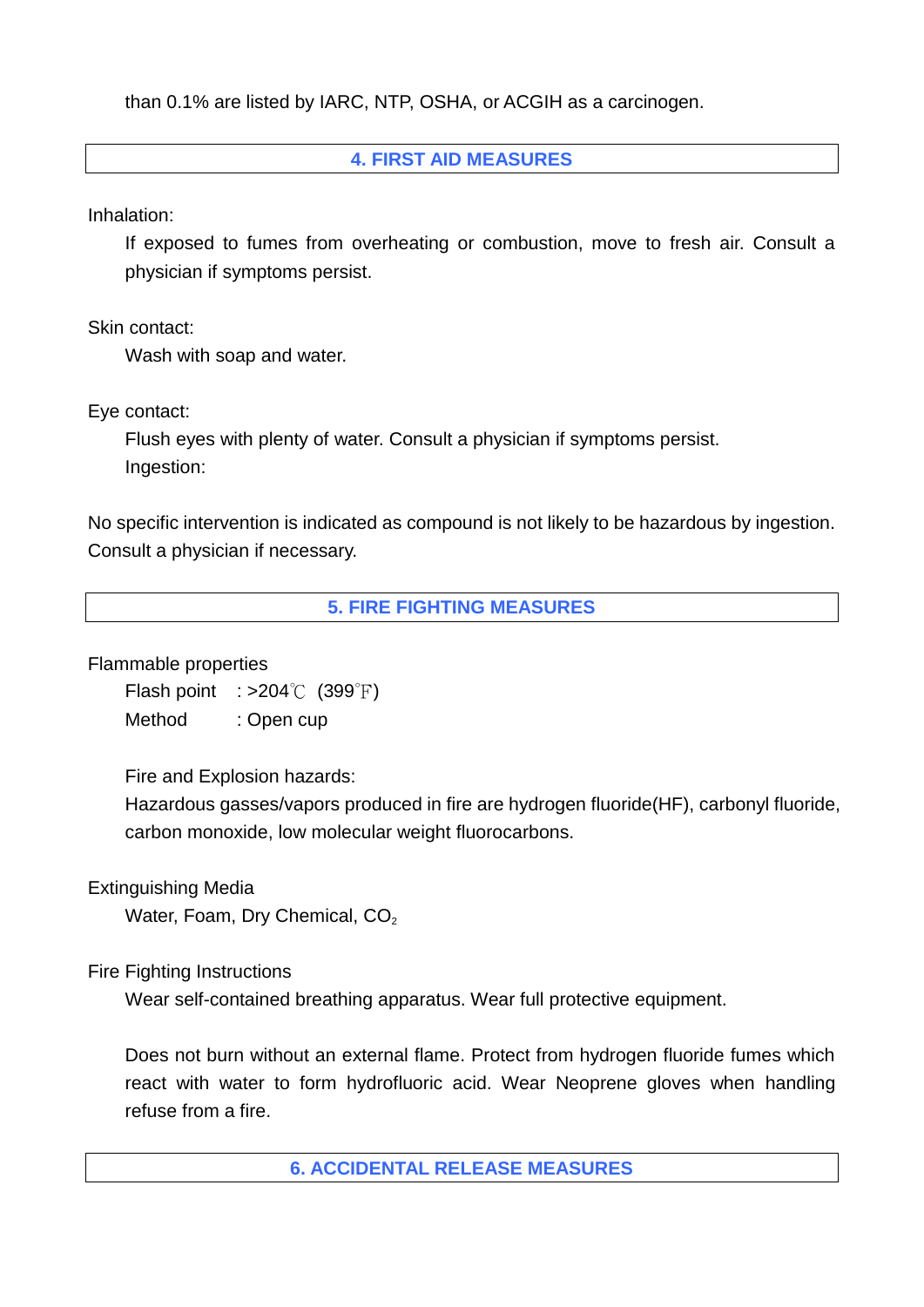than 0.1% are listed by IARC, NTP, OSHA, or ACGIH as a carcinogen.

## 4. FIRST AID MEASURES

Inhalation:

If exposed to fumes from overheating or combustion, move to fresh air. Consult a physician if symptoms persist.

Skin contact:

Wash with soap and water.

Eye contact:

Flush eyes with plenty of water. Consult a physician if symptoms persist.

Ingestion:

No specific intervention is indicated as compound is not likely to be hazardous by ingestion. Consult a physician if necessary.

## 5. FIRE FIGHTING MEASURES

Flammable properties

Flash point : >204℃ (399℉)

Method : Open cup

Fire and Explosion hazards:

Hazardous gasses/vapors produced in fire are hydrogen fluoride(HF), carbonyl fluoride, carbon monoxide, low molecular weight fluorocarbons.

Extinguishing Media

Water, Foam, Dry Chemical, $CO_2$

Fire Fighting Instructions

Wear self-contained breathing apparatus. Wear full protective equipment.

Does not burn without an external flame. Protect from hydrogen fluoride fumes which react with water to form hydrofluoric acid. Wear Neoprene gloves when handling refuse from a fire.

## 6. ACCIDENTAL RELEASE MEASURES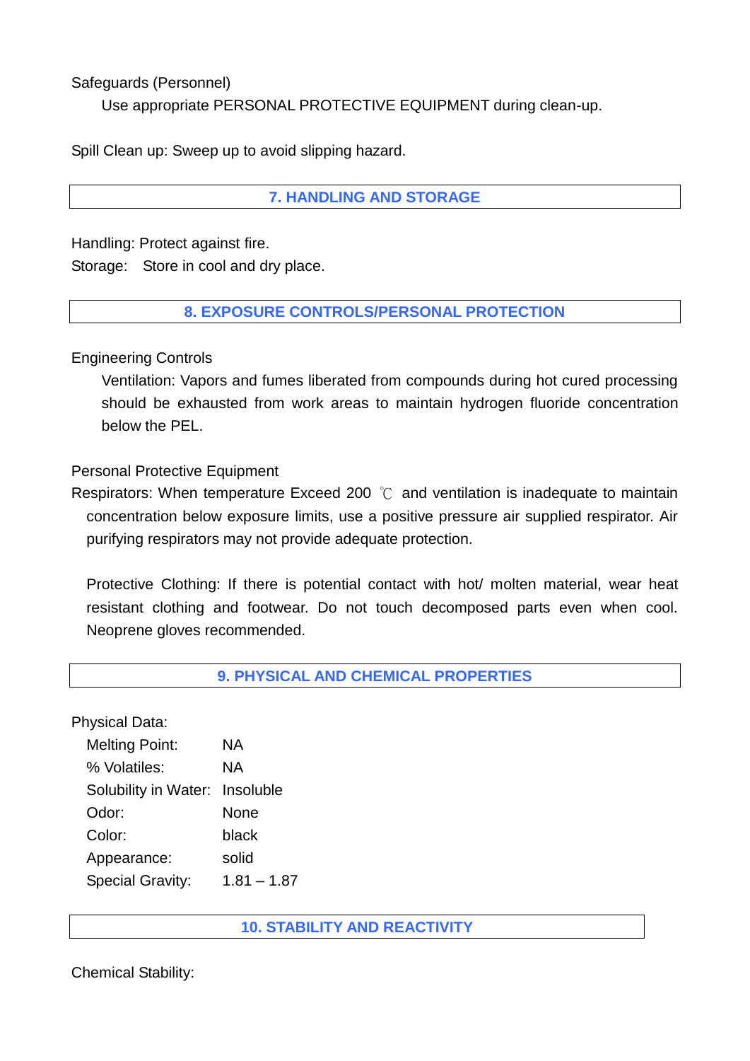Safeguards (Personnel)

Use appropriate PERSONAL PROTECTIVE EQUIPMENT during clean-up.

Spill Clean up: Sweep up to avoid slipping hazard.

## 7. HANDLING AND STORAGE

Handling: Protect against fire.
Storage: Store in cool and dry place.

## 8. EXPOSURE CONTROLS/PERSONAL PROTECTION

Engineering Controls

Ventilation: Vapors and fumes liberated from compounds during hot cured processing should be exhausted from work areas to maintain hydrogen fluoride concentration below the PEL.

Personal Protective Equipment

Respirators: When temperature Exceed 200 ℃ and ventilation is inadequate to maintain concentration below exposure limits, use a positive pressure air supplied respirator. Air purifying respirators may not provide adequate protection.

Protective Clothing: If there is potential contact with hot/ molten material, wear heat resistant clothing and footwear. Do not touch decomposed parts even when cool. Neoprene gloves recommended.

## 9. PHYSICAL AND CHEMICAL PROPERTIES

Physical Data:

| | |
|---|---|
| Melting Point: | NA |
| % Volatiles: | NA |
| Solubility in Water: | Insoluble |
| Odor: | None |
| Color: | black |
| Appearance: | solid |
| Special Gravity: | 1.81 – 1.87 |

## 10. STABILITY AND REACTIVITY

Chemical Stability: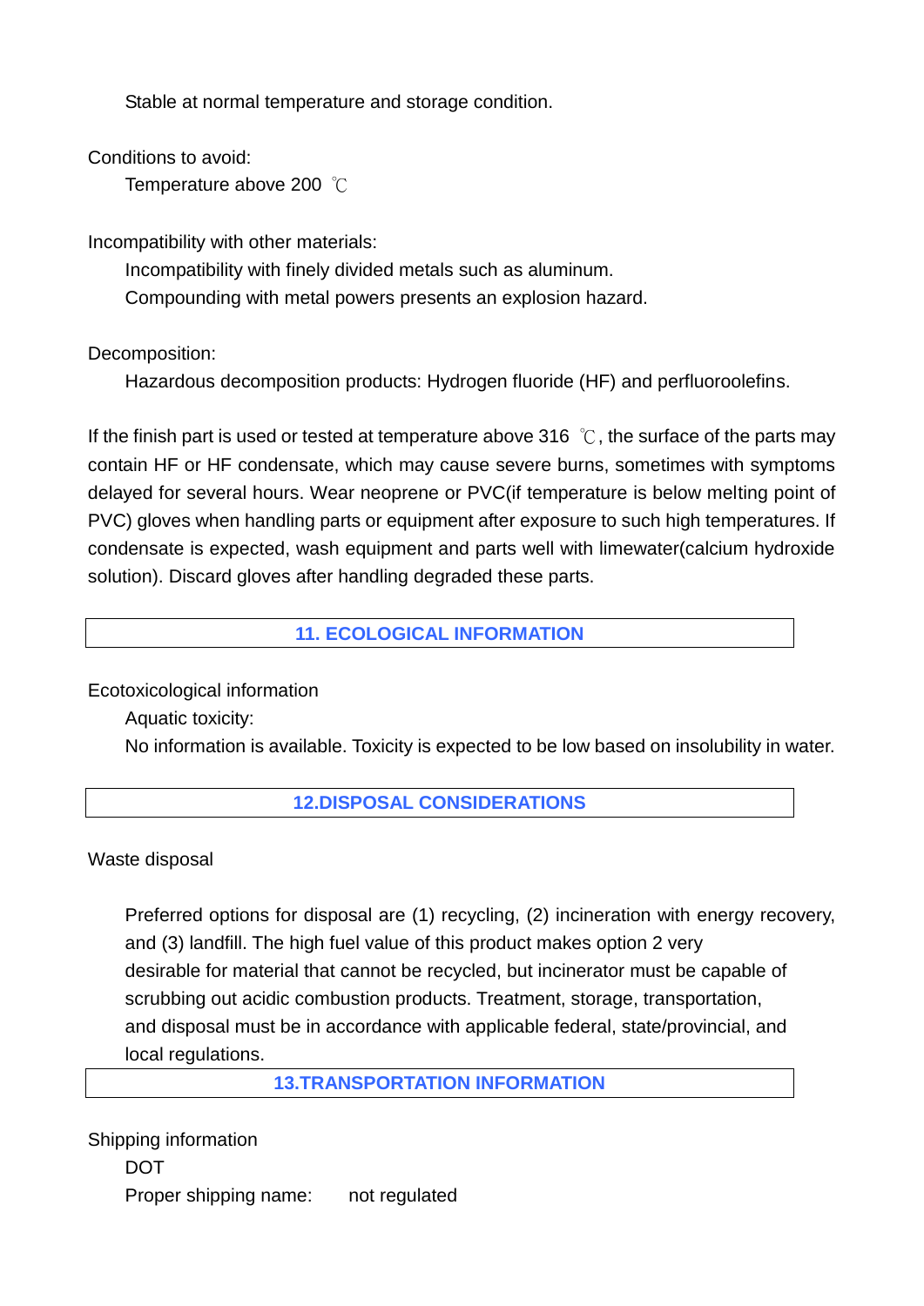Stable at normal temperature and storage condition.

Conditions to avoid:

Temperature above 200 ℃

Incompatibility with other materials:

Incompatibility with finely divided metals such as aluminum.

Compounding with metal powers presents an explosion hazard.

Decomposition:

Hazardous decomposition products: Hydrogen fluoride (HF) and perfluoroolefins.

If the finish part is used or tested at temperature above 316 ℃, the surface of the parts may contain HF or HF condensate, which may cause severe burns, sometimes with symptoms delayed for several hours. Wear neoprene or PVC(if temperature is below melting point of PVC) gloves when handling parts or equipment after exposure to such high temperatures. If condensate is expected, wash equipment and parts well with limewater(calcium hydroxide solution). Discard gloves after handling degraded these parts.

## 11. ECOLOGICAL INFORMATION

Ecotoxicological information

Aquatic toxicity:

No information is available. Toxicity is expected to be low based on insolubility in water.

## 12.DISPOSAL CONSIDERATIONS

Waste disposal

Preferred options for disposal are (1) recycling, (2) incineration with energy recovery, and (3) landfill. The high fuel value of this product makes option 2 very desirable for material that cannot be recycled, but incinerator must be capable of scrubbing out acidic combustion products. Treatment, storage, transportation, and disposal must be in accordance with applicable federal, state/provincial, and local regulations.

## 13.TRANSPORTATION INFORMATION

Shipping information

DOT

Proper shipping name: not regulated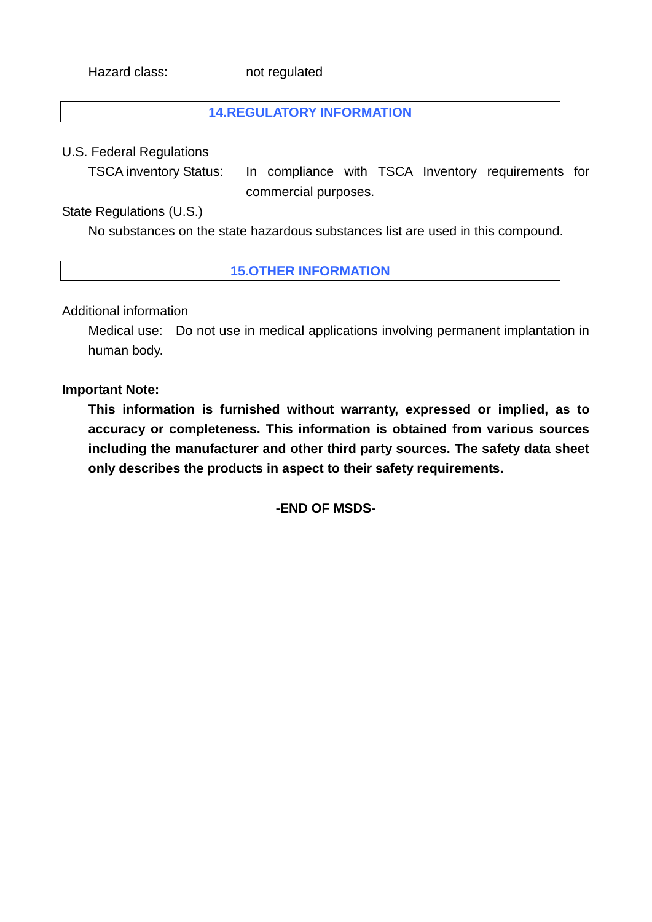Hazard class: not regulated

## 14.REGULATORY INFORMATION

U.S. Federal Regulations

TSCA inventory Status: In compliance with TSCA Inventory requirements for commercial purposes.

State Regulations (U.S.)

No substances on the state hazardous substances list are used in this compound.

## 15.OTHER INFORMATION

Additional information

Medical use: Do not use in medical applications involving permanent implantation in human body.

**Important Note:**

**This information is furnished without warranty, expressed or implied, as to accuracy or completeness. This information is obtained from various sources including the manufacturer and other third party sources. The safety data sheet only describes the products in aspect to their safety requirements.**

**-END OF MSDS-**